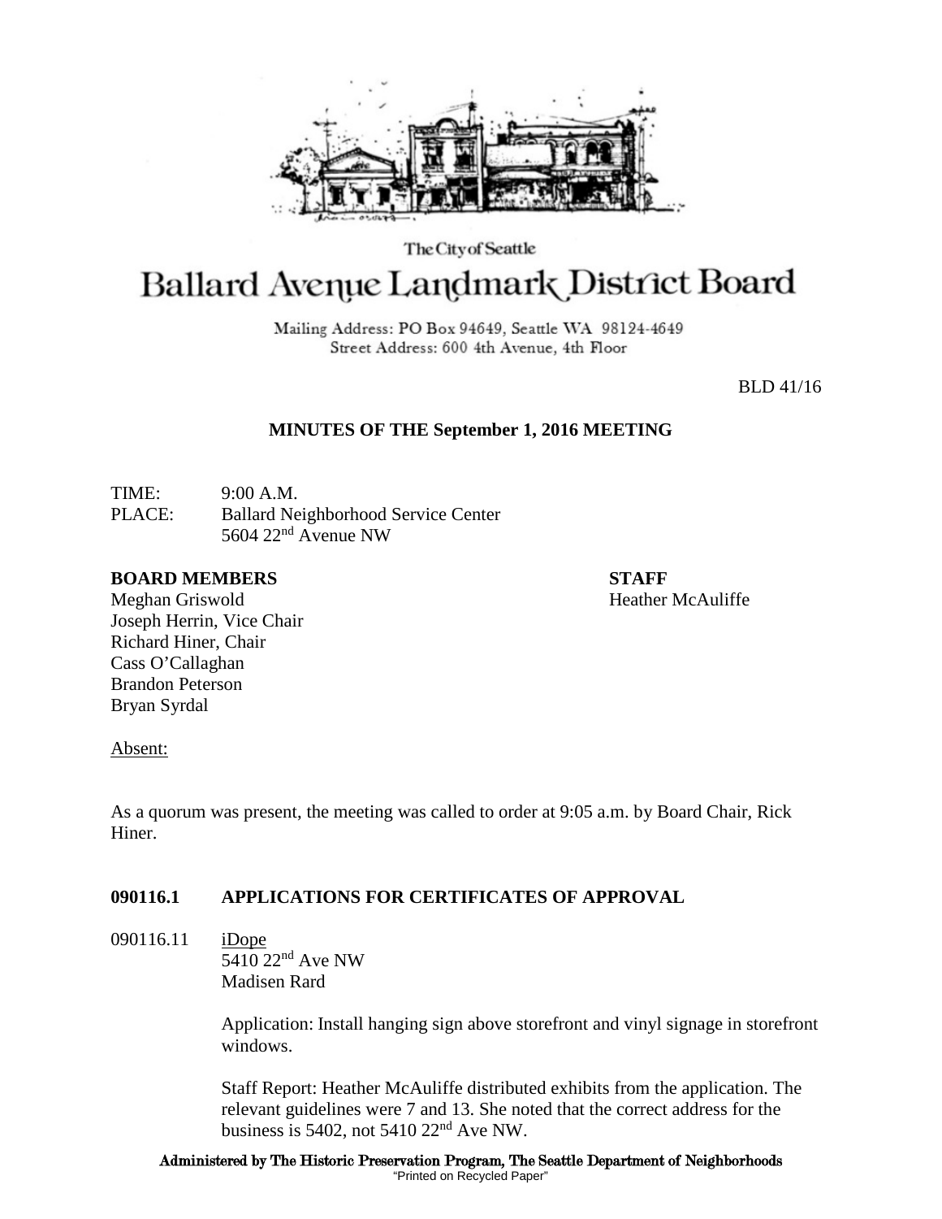The City of Seattle

# Ballard Avenue Landmark District Board

Mailing Address: PO Box 94649, Seattle WA 98124-4649
Street Address: 600 4th Avenue, 4th Floor

BLD 41/16

**MINUTES OF THE September 1, 2016 MEETING**

TIME: 9:00 A.M.
PLACE: Ballard Neighborhood Service Center
5604 22nd Avenue NW

**BOARD MEMBERS**
Meghan Griswold
Joseph Herrin, Vice Chair
Richard Hiner, Chair
Cass O'Callaghan
Brandon Peterson
Bryan Syrdal

**STAFF**
Heather McAuliffe

Absent:

As a quorum was present, the meeting was called to order at 9:05 a.m. by Board Chair, Rick Hiner.

**090116.1 APPLICATIONS FOR CERTIFICATES OF APPROVAL**

090116.11 iDope
5410 22nd Ave NW
Madisen Rard

Application: Install hanging sign above storefront and vinyl signage in storefront windows.

Staff Report: Heather McAuliffe distributed exhibits from the application. The relevant guidelines were 7 and 13. She noted that the correct address for the business is 5402, not 5410 22nd Ave NW.

Administered by The Historic Preservation Program, The Seattle Department of Neighborhoods
"Printed on Recycled Paper"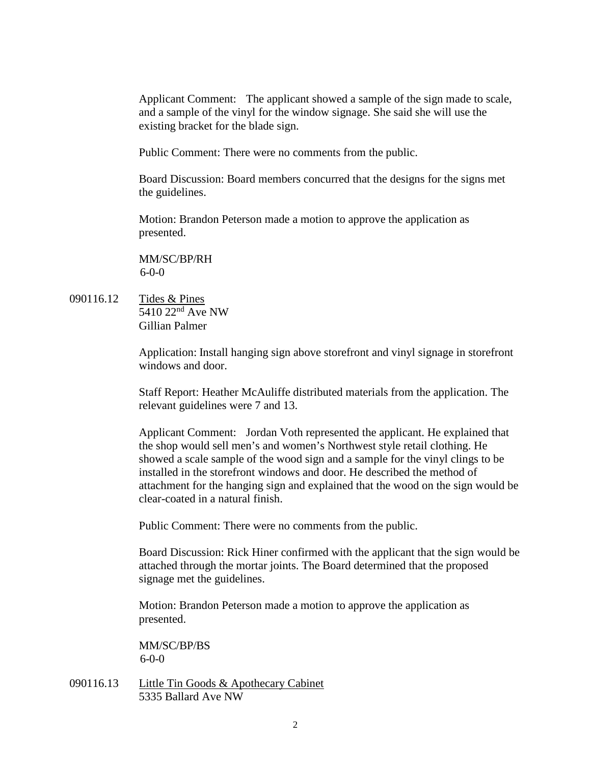Applicant Comment: The applicant showed a sample of the sign made to scale, and a sample of the vinyl for the window signage. She said she will use the existing bracket for the blade sign.

Public Comment: There were no comments from the public.

Board Discussion: Board members concurred that the designs for the signs met the guidelines.

Motion: Brandon Peterson made a motion to approve the application as presented.

MM/SC/BP/RH
6-0-0

090116.12 Tides & Pines
5410 22nd Ave NW
Gillian Palmer

Application: Install hanging sign above storefront and vinyl signage in storefront windows and door.

Staff Report: Heather McAuliffe distributed materials from the application. The relevant guidelines were 7 and 13.

Applicant Comment: Jordan Voth represented the applicant. He explained that the shop would sell men's and women's Northwest style retail clothing. He showed a scale sample of the wood sign and a sample for the vinyl clings to be installed in the storefront windows and door. He described the method of attachment for the hanging sign and explained that the wood on the sign would be clear-coated in a natural finish.

Public Comment: There were no comments from the public.

Board Discussion: Rick Hiner confirmed with the applicant that the sign would be attached through the mortar joints. The Board determined that the proposed signage met the guidelines.

Motion: Brandon Peterson made a motion to approve the application as presented.

MM/SC/BP/BS
6-0-0

090116.13 Little Tin Goods & Apothecary Cabinet
5335 Ballard Ave NW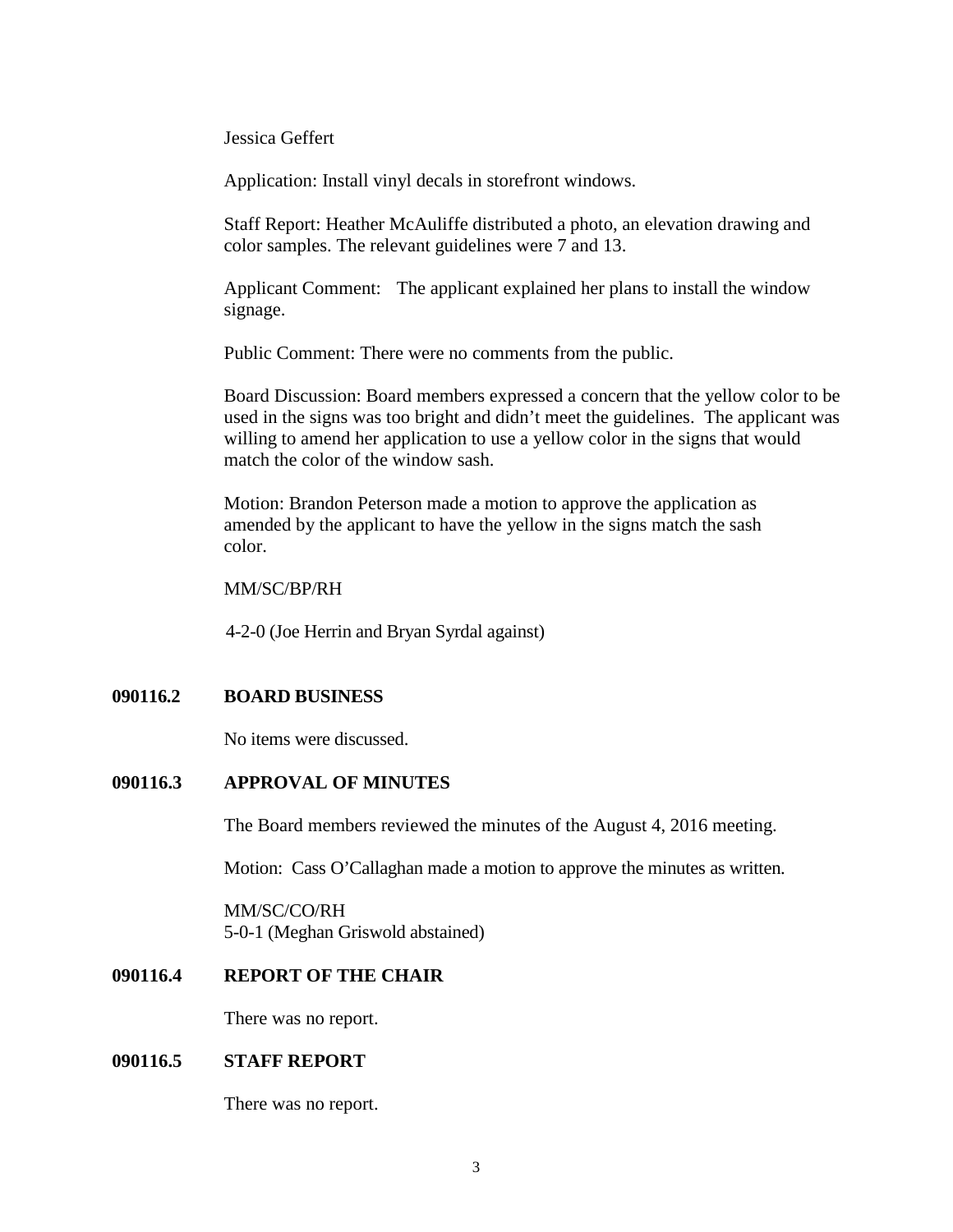Jessica Geffert

Application: Install vinyl decals in storefront windows.

Staff Report: Heather McAuliffe distributed a photo, an elevation drawing and color samples. The relevant guidelines were 7 and 13.

Applicant Comment: The applicant explained her plans to install the window signage.

Public Comment: There were no comments from the public.

Board Discussion: Board members expressed a concern that the yellow color to be used in the signs was too bright and didn't meet the guidelines. The applicant was willing to amend her application to use a yellow color in the signs that would match the color of the window sash.

Motion: Brandon Peterson made a motion to approve the application as amended by the applicant to have the yellow in the signs match the sash color.

MM/SC/BP/RH

4-2-0 (Joe Herrin and Bryan Syrdal against)

**090116.2 BOARD BUSINESS**

No items were discussed.

**090116.3 APPROVAL OF MINUTES**

The Board members reviewed the minutes of the August 4, 2016 meeting.

Motion: Cass O'Callaghan made a motion to approve the minutes as written.

MM/SC/CO/RH
5-0-1 (Meghan Griswold abstained)

**090116.4 REPORT OF THE CHAIR**

There was no report.

**090116.5 STAFF REPORT**

There was no report.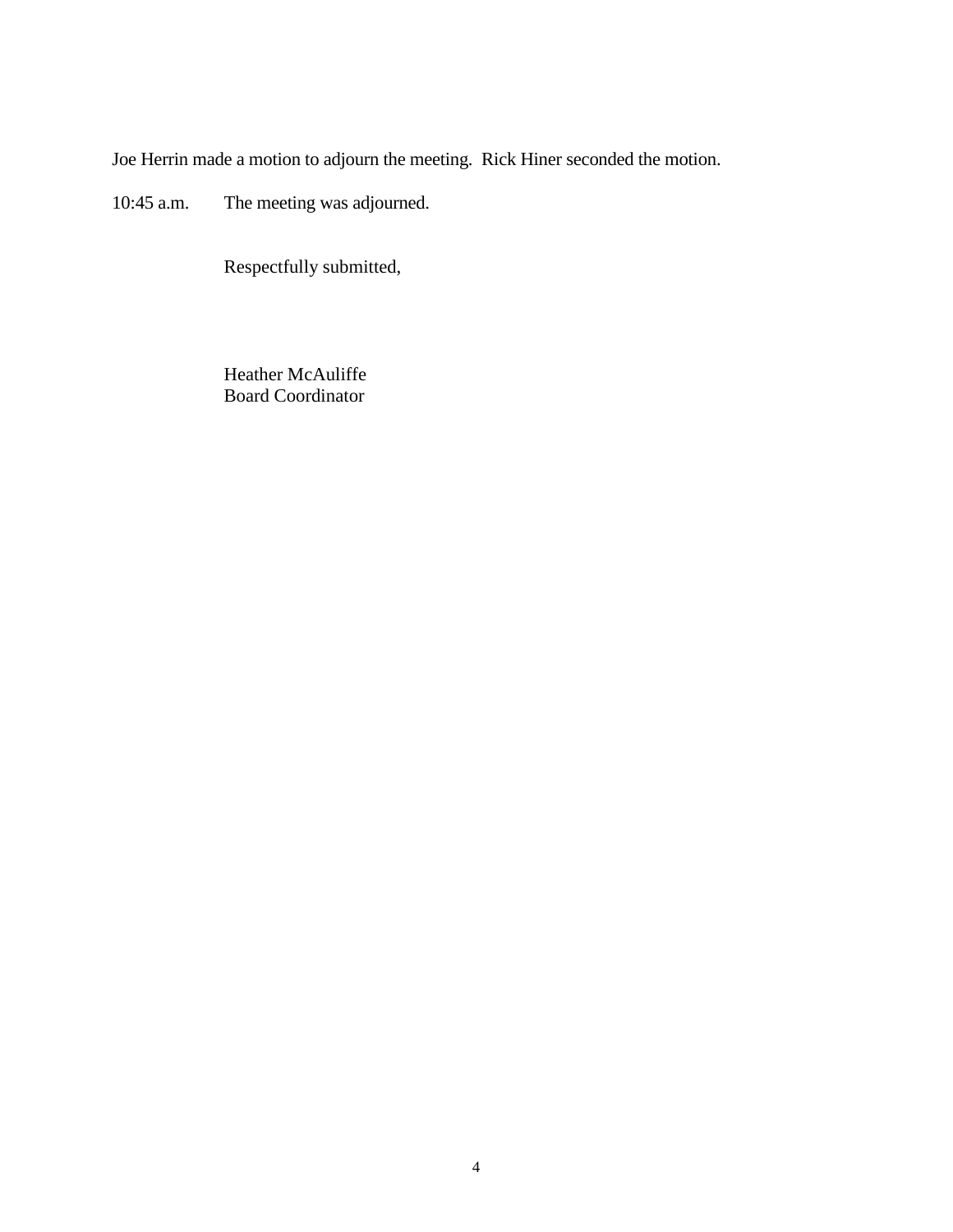Joe Herrin made a motion to adjourn the meeting. Rick Hiner seconded the motion.

10:45 a.m. The meeting was adjourned.

Respectfully submitted,

Heather McAuliffe
Board Coordinator